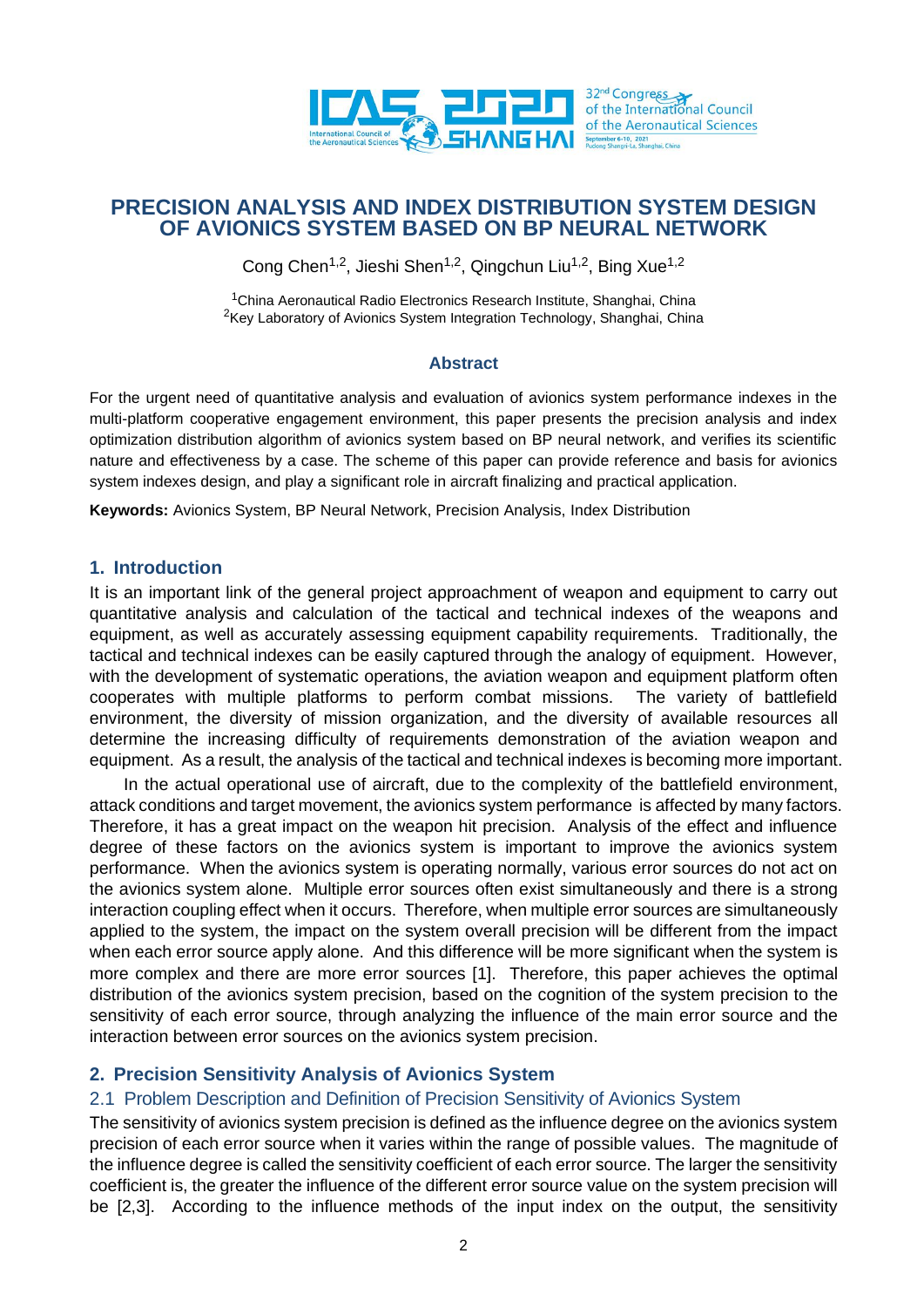# PRECISION ANALYSIS AND INDEX DISTRIBUTION SYSTEM DESIGN OF AVIONICS SYSTEM BASED ON BP NEURAL NETWORK

Cong Chen[1,2], Jieshi Shen[1,2], Qingchun Liu[1,2], Bing Xue[1,2]

[1]China Aeronautical Radio Electronics Research Institute, Shanghai, China
[2]Key Laboratory of Avionics System Integration Technology, Shanghai, China

### Abstract

For the urgent need of quantitative analysis and evaluation of avionics system performance indexes in the multi-platform cooperative engagement environment, this paper presents the precision analysis and index optimization distribution algorithm of avionics system based on BP neural network, and verifies its scientific nature and effectiveness by a case. The scheme of this paper can provide reference and basis for avionics system indexes design, and play a significant role in aircraft finalizing and practical application.

**Keywords:** Avionics System, BP Neural Network, Precision Analysis, Index Distribution

## 1. Introduction

It is an important link of the general project approachment of weapon and equipment to carry out quantitative analysis and calculation of the tactical and technical indexes of the weapons and equipment, as well as accurately assessing equipment capability requirements. Traditionally, the tactical and technical indexes can be easily captured through the analogy of equipment. However, with the development of systematic operations, the aviation weapon and equipment platform often cooperates with multiple platforms to perform combat missions. The variety of battlefield environment, the diversity of mission organization, and the diversity of available resources all determine the increasing difficulty of requirements demonstration of the aviation weapon and equipment. As a result, the analysis of the tactical and technical indexes is becoming more important.

In the actual operational use of aircraft, due to the complexity of the battlefield environment, attack conditions and target movement, the avionics system performance is affected by many factors. Therefore, it has a great impact on the weapon hit precision. Analysis of the effect and influence degree of these factors on the avionics system is important to improve the avionics system performance. When the avionics system is operating normally, various error sources do not act on the avionics system alone. Multiple error sources often exist simultaneously and there is a strong interaction coupling effect when it occurs. Therefore, when multiple error sources are simultaneously applied to the system, the impact on the system overall precision will be different from the impact when each error source apply alone. And this difference will be more significant when the system is more complex and there are more error sources [1]. Therefore, this paper achieves the optimal distribution of the avionics system precision, based on the cognition of the system precision to the sensitivity of each error source, through analyzing the influence of the main error source and the interaction between error sources on the avionics system precision.

## 2. Precision Sensitivity Analysis of Avionics System

### 2.1 Problem Description and Definition of Precision Sensitivity of Avionics System

The sensitivity of avionics system precision is defined as the influence degree on the avionics system precision of each error source when it varies within the range of possible values. The magnitude of the influence degree is called the sensitivity coefficient of each error source. The larger the sensitivity coefficient is, the greater the influence of the different error source value on the system precision will be [2,3]. According to the influence methods of the input index on the output, the sensitivity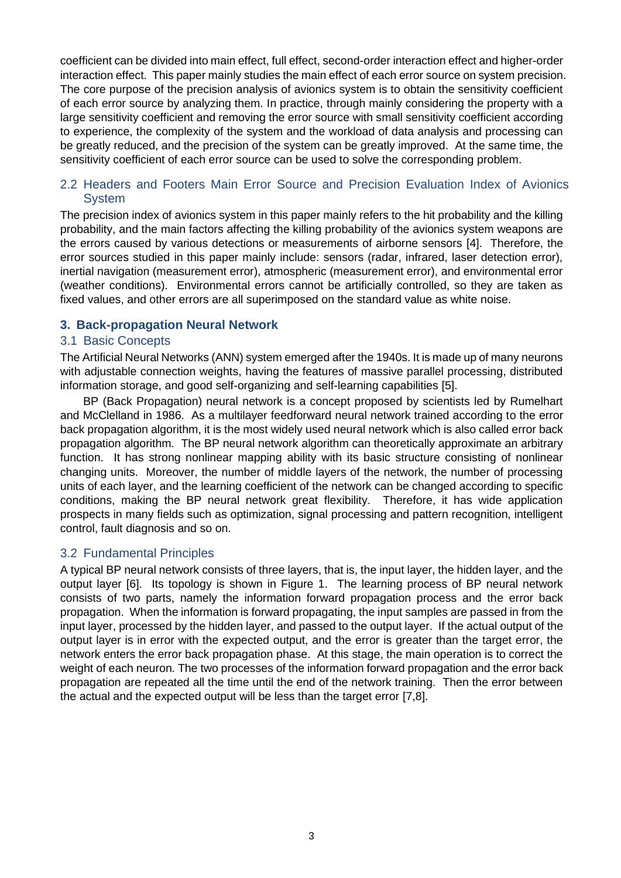coefficient can be divided into main effect, full effect, second-order interaction effect and higher-order interaction effect. This paper mainly studies the main effect of each error source on system precision. The core purpose of the precision analysis of avionics system is to obtain the sensitivity coefficient of each error source by analyzing them. In practice, through mainly considering the property with a large sensitivity coefficient and removing the error source with small sensitivity coefficient according to experience, the complexity of the system and the workload of data analysis and processing can be greatly reduced, and the precision of the system can be greatly improved. At the same time, the sensitivity coefficient of each error source can be used to solve the corresponding problem.

### 2.2 Headers and Footers Main Error Source and Precision Evaluation Index of Avionics System

The precision index of avionics system in this paper mainly refers to the hit probability and the killing probability, and the main factors affecting the killing probability of the avionics system weapons are the errors caused by various detections or measurements of airborne sensors [4]. Therefore, the error sources studied in this paper mainly include: sensors (radar, infrared, laser detection error), inertial navigation (measurement error), atmospheric (measurement error), and environmental error (weather conditions). Environmental errors cannot be artificially controlled, so they are taken as fixed values, and other errors are all superimposed on the standard value as white noise.

## 3. Back-propagation Neural Network

### 3.1 Basic Concepts

The Artificial Neural Networks (ANN) system emerged after the 1940s. It is made up of many neurons with adjustable connection weights, having the features of massive parallel processing, distributed information storage, and good self-organizing and self-learning capabilities [5].

BP (Back Propagation) neural network is a concept proposed by scientists led by Rumelhart and McClelland in 1986. As a multilayer feedforward neural network trained according to the error back propagation algorithm, it is the most widely used neural network which is also called error back propagation algorithm. The BP neural network algorithm can theoretically approximate an arbitrary function. It has strong nonlinear mapping ability with its basic structure consisting of nonlinear changing units. Moreover, the number of middle layers of the network, the number of processing units of each layer, and the learning coefficient of the network can be changed according to specific conditions, making the BP neural network great flexibility. Therefore, it has wide application prospects in many fields such as optimization, signal processing and pattern recognition, intelligent control, fault diagnosis and so on.

### 3.2 Fundamental Principles

A typical BP neural network consists of three layers, that is, the input layer, the hidden layer, and the output layer [6]. Its topology is shown in Figure 1. The learning process of BP neural network consists of two parts, namely the information forward propagation process and the error back propagation. When the information is forward propagating, the input samples are passed in from the input layer, processed by the hidden layer, and passed to the output layer. If the actual output of the output layer is in error with the expected output, and the error is greater than the target error, the network enters the error back propagation phase. At this stage, the main operation is to correct the weight of each neuron. The two processes of the information forward propagation and the error back propagation are repeated all the time until the end of the network training. Then the error between the actual and the expected output will be less than the target error [7,8].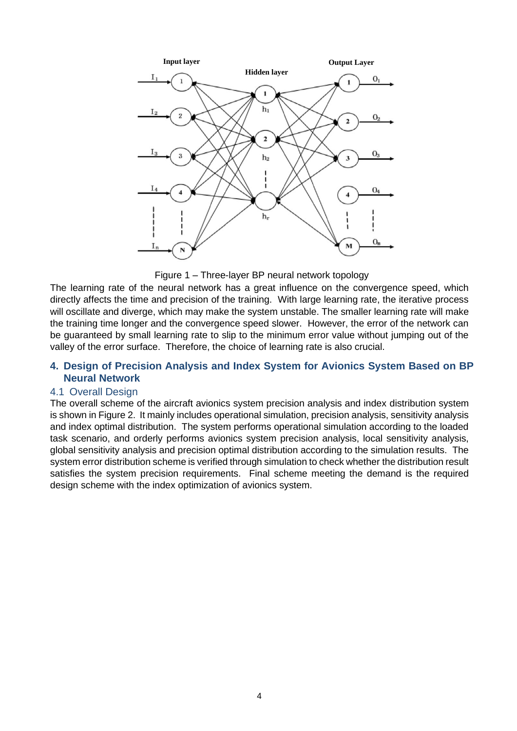Figure 1 – Three-layer BP neural network topology

The learning rate of the neural network has a great influence on the convergence speed, which directly affects the time and precision of the training. With large learning rate, the iterative process will oscillate and diverge, which may make the system unstable. The smaller learning rate will make the training time longer and the convergence speed slower. However, the error of the network can be guaranteed by small learning rate to slip to the minimum error value without jumping out of the valley of the error surface. Therefore, the choice of learning rate is also crucial.

## 4. Design of Precision Analysis and Index System for Avionics System Based on BP Neural Network

### 4.1 Overall Design

The overall scheme of the aircraft avionics system precision analysis and index distribution system is shown in Figure 2. It mainly includes operational simulation, precision analysis, sensitivity analysis and index optimal distribution. The system performs operational simulation according to the loaded task scenario, and orderly performs avionics system precision analysis, local sensitivity analysis, global sensitivity analysis and precision optimal distribution according to the simulation results. The system error distribution scheme is verified through simulation to check whether the distribution result satisfies the system precision requirements. Final scheme meeting the demand is the required design scheme with the index optimization of avionics system.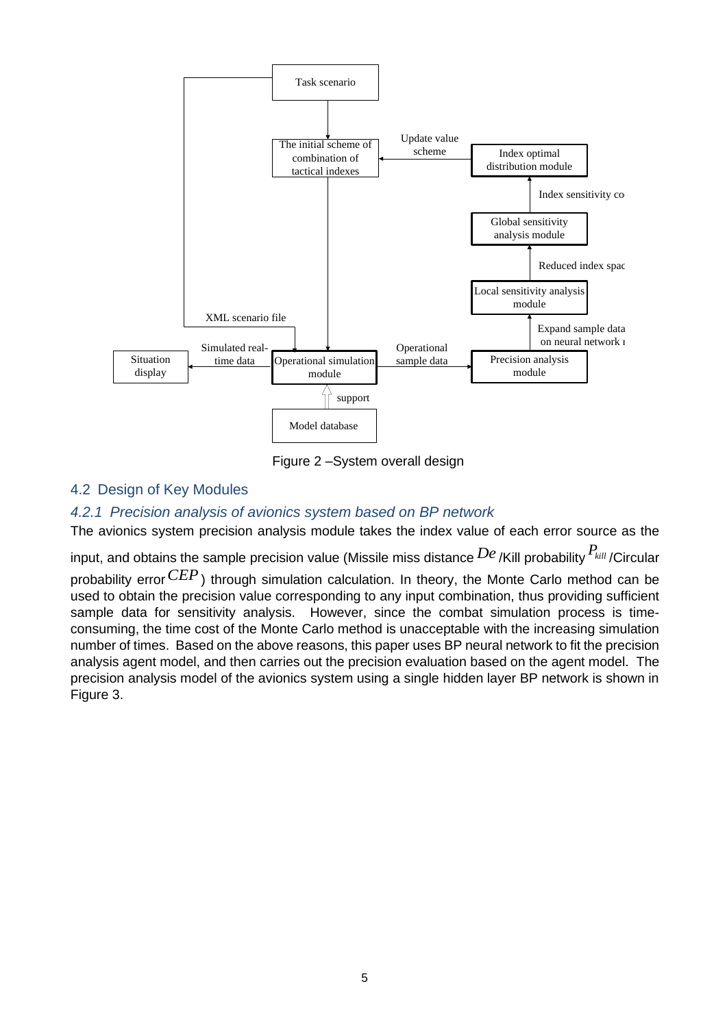Figure 2 –System overall design

## 4.2 Design of Key Modules

### 4.2.1 Precision analysis of avionics system based on BP network

The avionics system precision analysis module takes the index value of each error source as the input, and obtains the sample precision value (Missile miss distance $De$ /Kill probability $P_{kill}$ /Circular probability error $CEP$) through simulation calculation. In theory, the Monte Carlo method can be used to obtain the precision value corresponding to any input combination, thus providing sufficient sample data for sensitivity analysis. However, since the combat simulation process is time-consuming, the time cost of the Monte Carlo method is unacceptable with the increasing simulation number of times. Based on the above reasons, this paper uses BP neural network to fit the precision analysis agent model, and then carries out the precision evaluation based on the agent model. The precision analysis model of the avionics system using a single hidden layer BP network is shown in Figure 3.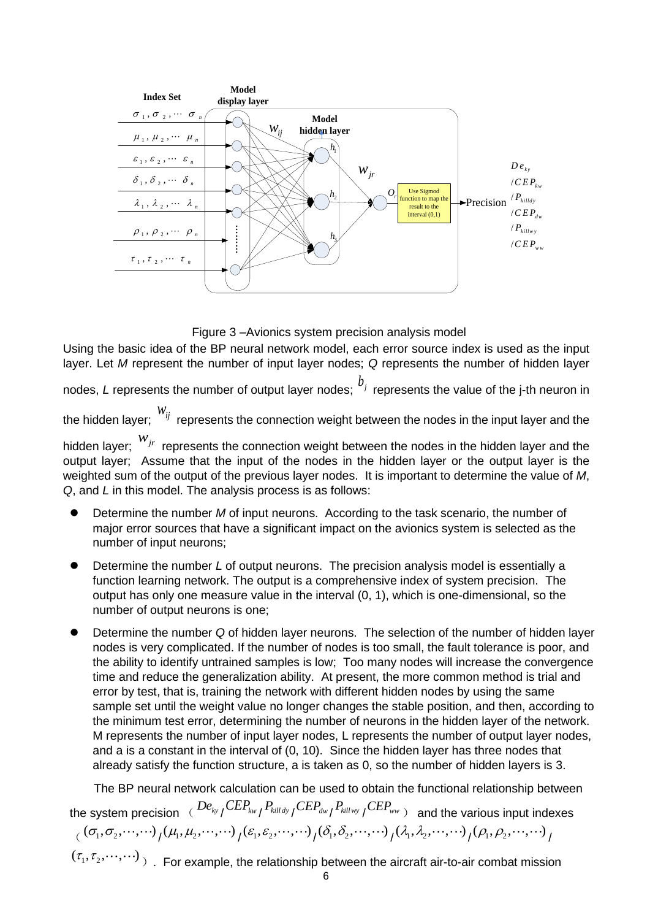Figure 3 –Avionics system precision analysis model

Using the basic idea of the BP neural network model, each error source index is used as the input layer. Let *M* represent the number of input layer nodes; *Q* represents the number of hidden layer nodes, *L* represents the number of output layer nodes; $b_j$ represents the value of the j-th neuron in the hidden layer; $w_{ij}$ represents the connection weight between the nodes in the input layer and the hidden layer; $w_{jr}$ represents the connection weight between the nodes in the hidden layer and the output layer; Assume that the input of the nodes in the hidden layer or the output layer is the weighted sum of the output of the previous layer nodes. It is important to determine the value of *M*, *Q*, and *L* in this model. The analysis process is as follows:

- Determine the number *M* of input neurons. According to the task scenario, the number of major error sources that have a significant impact on the avionics system is selected as the number of input neurons;
- Determine the number *L* of output neurons. The precision analysis model is essentially a function learning network. The output is a comprehensive index of system precision. The output has only one measure value in the interval (0, 1), which is one-dimensional, so the number of output neurons is one;
- Determine the number *Q* of hidden layer neurons. The selection of the number of hidden layer nodes is very complicated. If the number of nodes is too small, the fault tolerance is poor, and the ability to identify untrained samples is low; Too many nodes will increase the convergence time and reduce the generalization ability. At present, the more common method is trial and error by test, that is, training the network with different hidden nodes by using the same sample set until the weight value no longer changes the stable position, and then, according to the minimum test error, determining the number of neurons in the hidden layer of the network. M represents the number of input layer nodes, L represents the number of output layer nodes, and a is a constant in the interval of (0, 10). Since the hidden layer has three nodes that already satisfy the function structure, a is taken as 0, so the number of hidden layers is 3.

The BP neural network calculation can be used to obtain the functional relationship between the system precision ( $De_{ky}/CEP_{kw}/P_{killdy}/CEP_{dw}/P_{killwy}/CEP_{ww}$ ) and the various input indexes ( $(\sigma_1,\sigma_2,\cdots,\cdots)/(\mu_1,\mu_2,\cdots,\cdots)/(\varepsilon_1,\varepsilon_2,\cdots,\cdots)/(\delta_1,\delta_2,\cdots,\cdots)/(\lambda_1,\lambda_2,\cdots,\cdots)/(\rho_1,\rho_2,\cdots,\cdots)/(\tau_1,\tau_2,\cdots,\cdots)$ ). For example, the relationship between the aircraft air-to-air combat mission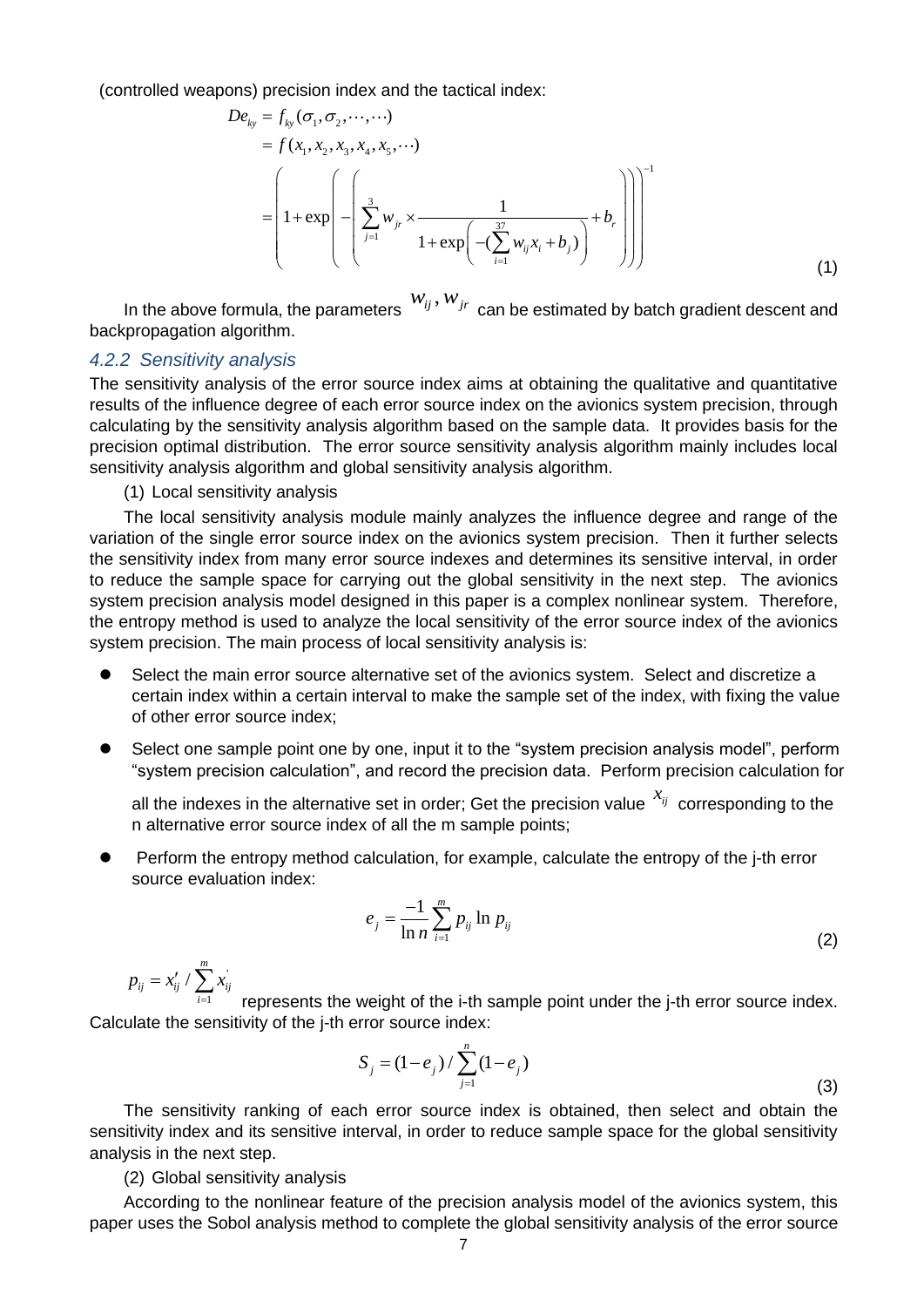(controlled weapons) precision index and the tactical index:

$$De_{ky} = f_{ky}(\sigma_1, \sigma_2, \cdots, \cdots)$$
$$= f(x_1, x_2, x_3, x_4, x_5, \cdots)$$
$$= \left(1 + \exp\left(-\left(\sum_{j=1}^{3} w_{jr} \times \frac{1}{1 + \exp\left(-(\sum_{i=1}^{37} w_{ij} x_i + b_j)\right)} + b_r\right)\right)\right)^{-1} \tag{1}$$

In the above formula, the parameters $w_{ij}, w_{jr}$ can be estimated by batch gradient descent and backpropagation algorithm.

### *4.2.2 Sensitivity analysis*

The sensitivity analysis of the error source index aims at obtaining the qualitative and quantitative results of the influence degree of each error source index on the avionics system precision, through calculating by the sensitivity analysis algorithm based on the sample data. It provides basis for the precision optimal distribution. The error source sensitivity analysis algorithm mainly includes local sensitivity analysis algorithm and global sensitivity analysis algorithm.

(1) Local sensitivity analysis

The local sensitivity analysis module mainly analyzes the influence degree and range of the variation of the single error source index on the avionics system precision. Then it further selects the sensitivity index from many error source indexes and determines its sensitive interval, in order to reduce the sample space for carrying out the global sensitivity in the next step. The avionics system precision analysis model designed in this paper is a complex nonlinear system. Therefore, the entropy method is used to analyze the local sensitivity of the error source index of the avionics system precision. The main process of local sensitivity analysis is:

- Select the main error source alternative set of the avionics system. Select and discretize a certain index within a certain interval to make the sample set of the index, with fixing the value of other error source index;
- Select one sample point one by one, input it to the "system precision analysis model", perform "system precision calculation", and record the precision data. Perform precision calculation for all the indexes in the alternative set in order; Get the precision value $x_{ij}$ corresponding to the n alternative error source index of all the m sample points;
- Perform the entropy method calculation, for example, calculate the entropy of the j-th error source evaluation index:

$$e_j = \frac{-1}{\ln n} \sum_{i=1}^{m} p_{ij} \ln p_{ij} \tag{2}$$

$p_{ij} = x'_{ij} / \sum_{i=1}^{m} x'_{ij}$ represents the weight of the i-th sample point under the j-th error source index. Calculate the sensitivity of the j-th error source index:

$$S_j = (1 - e_j) / \sum_{j=1}^{n} (1 - e_j) \tag{3}$$

The sensitivity ranking of each error source index is obtained, then select and obtain the sensitivity index and its sensitive interval, in order to reduce sample space for the global sensitivity analysis in the next step.

(2) Global sensitivity analysis

According to the nonlinear feature of the precision analysis model of the avionics system, this paper uses the Sobol analysis method to complete the global sensitivity analysis of the error source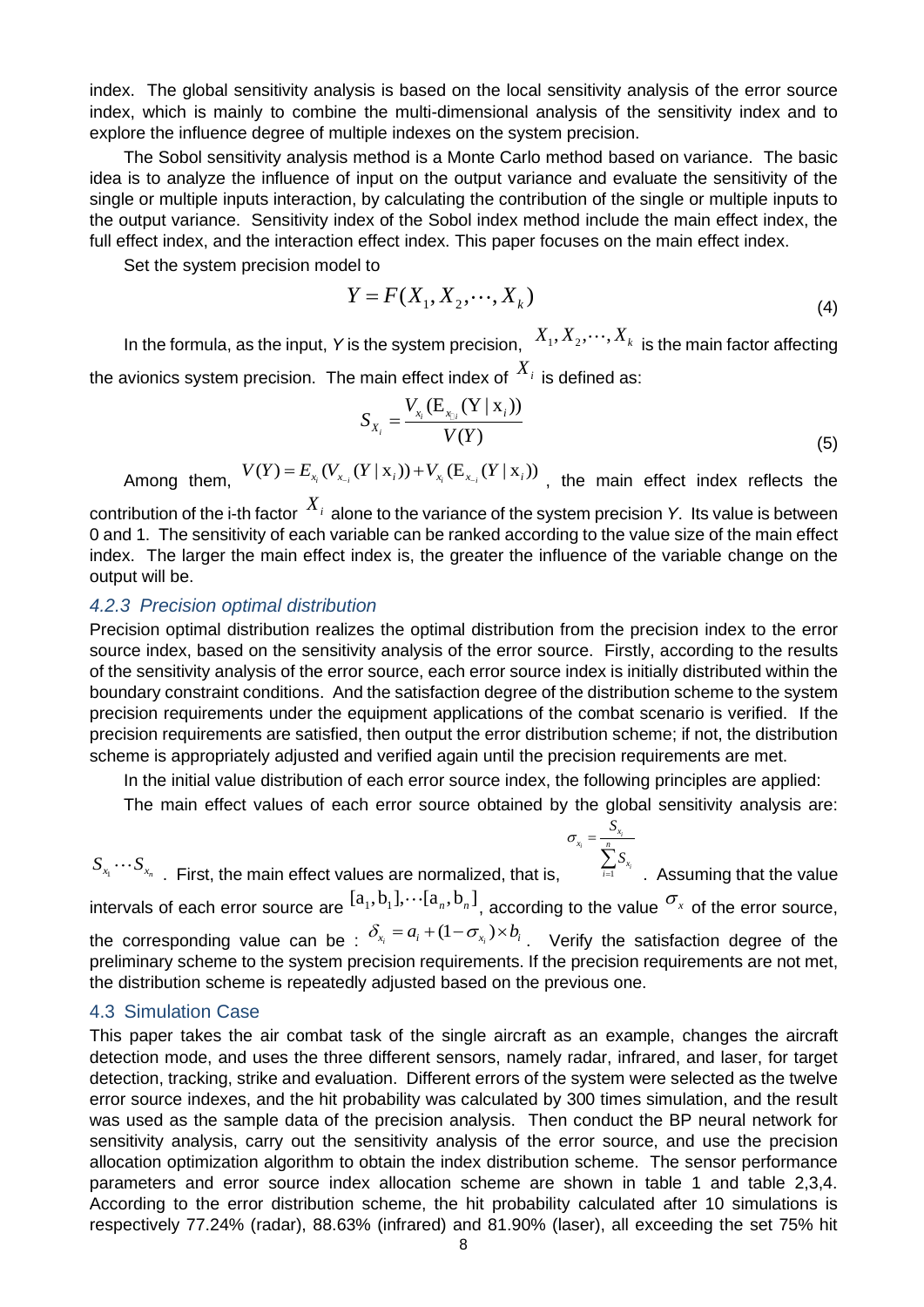index. The global sensitivity analysis is based on the local sensitivity analysis of the error source index, which is mainly to combine the multi-dimensional analysis of the sensitivity index and to explore the influence degree of multiple indexes on the system precision.

The Sobol sensitivity analysis method is a Monte Carlo method based on variance. The basic idea is to analyze the influence of input on the output variance and evaluate the sensitivity of the single or multiple inputs interaction, by calculating the contribution of the single or multiple inputs to the output variance. Sensitivity index of the Sobol index method include the main effect index, the full effect index, and the interaction effect index. This paper focuses on the main effect index.

Set the system precision model to

$$Y = F(X_1, X_2, \cdots, X_k) \tag{4}$$

In the formula, as the input, *Y* is the system precision, $X_1, X_2, \cdots, X_k$ is the main factor affecting the avionics system precision. The main effect index of $X_i$ is defined as:

$$S_{X_i} = \frac{V_{x_i}(\mathrm{E}_{x_{\sim i}}(\mathrm{Y} \mid \mathrm{x}_i))}{V(Y)} \tag{5}$$

Among them, $V(Y) = E_{x_i}(V_{x_{-i}}(Y \mid \mathrm{x}_i)) + V_{x_i}(\mathrm{E}_{x_{-i}}(Y \mid \mathrm{x}_i))$, the main effect index reflects the contribution of the i-th factor $X_i$ alone to the variance of the system precision *Y*. Its value is between 0 and 1. The sensitivity of each variable can be ranked according to the value size of the main effect index. The larger the main effect index is, the greater the influence of the variable change on the output will be.

### *4.2.3 Precision optimal distribution*

Precision optimal distribution realizes the optimal distribution from the precision index to the error source index, based on the sensitivity analysis of the error source. Firstly, according to the results of the sensitivity analysis of the error source, each error source index is initially distributed within the boundary constraint conditions. And the satisfaction degree of the distribution scheme to the system precision requirements under the equipment applications of the combat scenario is verified. If the precision requirements are satisfied, then output the error distribution scheme; if not, the distribution scheme is appropriately adjusted and verified again until the precision requirements are met.

In the initial value distribution of each error source index, the following principles are applied:

The main effect values of each error source obtained by the global sensitivity analysis are: $S_{x_1} \cdots S_{x_n}$. First, the main effect values are normalized, that is, $\sigma_{x_i} = \frac{S_{x_i}}{\sum_{i=1}^{n} S_{x_i}}$. Assuming that the value intervals of each error source are $[\mathrm{a}_1, \mathrm{b}_1], \cdots [\mathrm{a}_n, \mathrm{b}_n]$, according to the value $\sigma_x$ of the error source, the corresponding value can be : $\delta_{x_i} = a_i + (1 - \sigma_{x_i}) \times b_i$. Verify the satisfaction degree of the preliminary scheme to the system precision requirements. If the precision requirements are not met, the distribution scheme is repeatedly adjusted based on the previous one.

## 4.3 Simulation Case

This paper takes the air combat task of the single aircraft as an example, changes the aircraft detection mode, and uses the three different sensors, namely radar, infrared, and laser, for target detection, tracking, strike and evaluation. Different errors of the system were selected as the twelve error source indexes, and the hit probability was calculated by 300 times simulation, and the result was used as the sample data of the precision analysis. Then conduct the BP neural network for sensitivity analysis, carry out the sensitivity analysis of the error source, and use the precision allocation optimization algorithm to obtain the index distribution scheme. The sensor performance parameters and error source index allocation scheme are shown in table 1 and table 2,3,4. According to the error distribution scheme, the hit probability calculated after 10 simulations is respectively 77.24% (radar), 88.63% (infrared) and 81.90% (laser), all exceeding the set 75% hit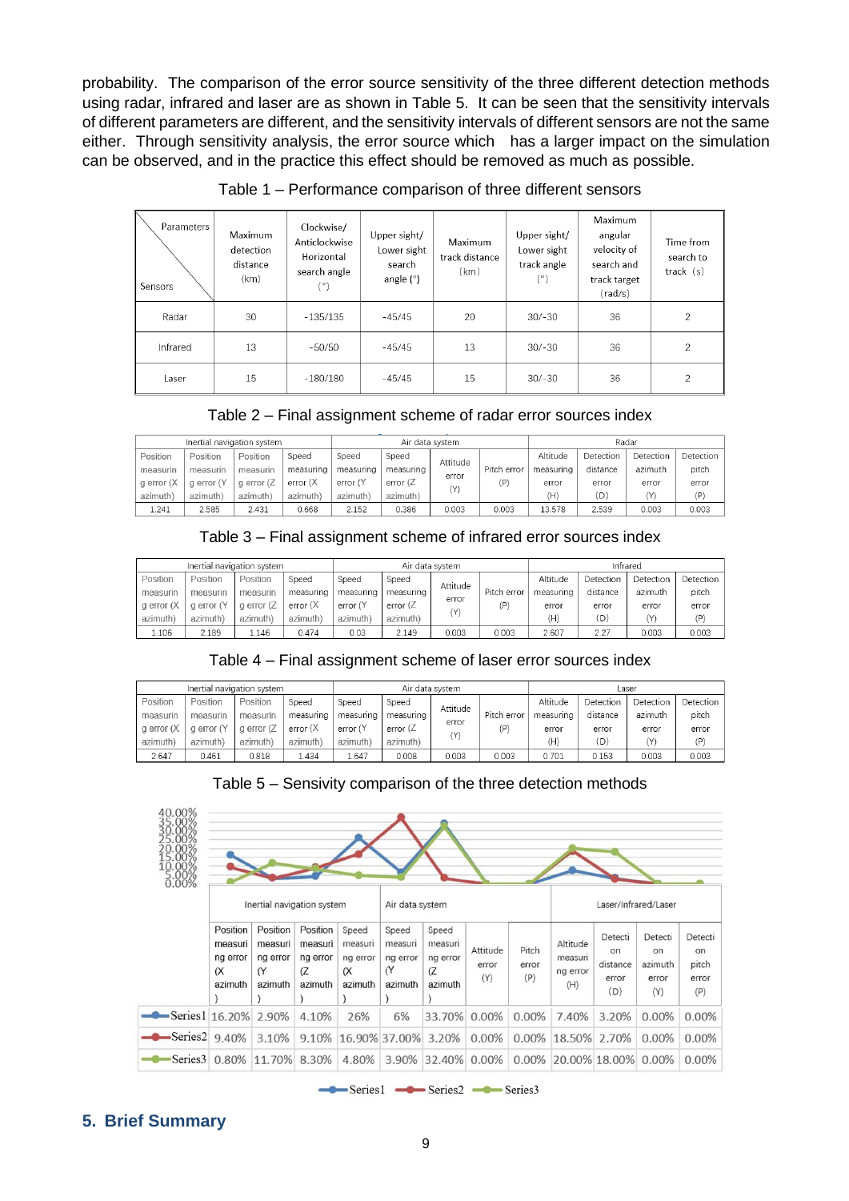probability. The comparison of the error source sensitivity of the three different detection methods using radar, infrared and laser are as shown in Table 5. It can be seen that the sensitivity intervals of different parameters are different, and the sensitivity intervals of different sensors are not the same either. Through sensitivity analysis, the error source which has a larger impact on the simulation can be observed, and in the practice this effect should be removed as much as possible.

Table 1 – Performance comparison of three different sensors

| Parameters / Sensors | Maximum detection distance (km) | Clockwise/ Anticlockwise Horizontal search angle (°) | Upper sight/ Lower sight search angle (°) | Maximum track distance (km) | Upper sight/ Lower sight track angle (°) | Maximum angular velocity of search and track target (rad/s) | Time from search to track (s) |
|---|---|---|---|---|---|---|---|
| Radar | 30 | -135/135 | -45/45 | 20 | 30/-30 | 36 | 2 |
| Infrared | 13 | -50/50 | -45/45 | 13 | 30/-30 | 36 | 2 |
| Laser | 15 | -180/180 | -45/45 | 15 | 30/-30 | 36 | 2 |

Table 2 – Final assignment scheme of radar error sources index

| Inertial navigation system | | | | Air data system | | | | Radar | | | |
|---|---|---|---|---|---|---|---|---|---|---|---|
| Position measuring error (X azimuth) | Position measuring error (Y azimuth) | Position measuring error (Z azimuth) | Speed measuring error (X azimuth) | Speed measuring error (Y azimuth) | Speed measuring error (Z azimuth) | Attitude error (Y) | Pitch error (P) | Altitude measuring error (H) | Detection distance error (D) | Detection azimuth error (Y) | Detection pitch error (P) |
| 1.241 | 2.585 | 2.431 | 0.668 | 2.152 | 0.386 | 0.003 | 0.003 | 13.578 | 2.539 | 0.003 | 0.003 |

Table 3 – Final assignment scheme of infrared error sources index

| Inertial navigation system | | | | Air data system | | | | Infrared | | | |
|---|---|---|---|---|---|---|---|---|---|---|---|
| Position measuring error (X azimuth) | Position measuring error (Y azimuth) | Position measuring error (Z azimuth) | Speed measuring error (X azimuth) | Speed measuring error (Y azimuth) | Speed measuring error (Z azimuth) | Attitude error (Y) | Pitch error (P) | Altitude measuring error (H) | Detection distance error (D) | Detection azimuth error (Y) | Detection pitch error (P) |
| 1.106 | 2.189 | 1.146 | 0.474 | 0.03 | 2.149 | 0.003 | 0.003 | 2.607 | 2.27 | 0.003 | 0.003 |

Table 4 – Final assignment scheme of laser error sources index

| Inertial navigation system | | | | Air data system | | | | Laser | | | |
|---|---|---|---|---|---|---|---|---|---|---|---|
| Position measuring error (X azimuth) | Position measuring error (Y azimuth) | Position measuring error (Z azimuth) | Speed measuring error (X azimuth) | Speed measuring error (Y azimuth) | Speed measuring error (Z azimuth) | Attitude error (Y) | Pitch error (P) | Altitude measuring error (H) | Detection distance error (D) | Detection azimuth error (Y) | Detection pitch error (P) |
| 2.647 | 0.461 | 0.818 | 1.434 | 1.647 | 0.008 | 0.003 | 0.003 | 0.701 | 0.153 | 0.003 | 0.003 |

Table 5 – Sensivity comparison of the three detection methods

| | Inertial navigation system | | | | Air data system | | | | Laser/Infrared/Laser | | | |
|---|---|---|---|---|---|---|---|---|---|---|---|---|
| | Position measuring error (X azimuth) | Position measuring error (Y azimuth) | Position measuring error (Z azimuth) | Speed measuring error (X azimuth) | Speed measuring error (Y azimuth) | Speed measuring error (Z azimuth) | Attitude error (Y) | Pitch error (P) | Altitude measuring error (H) | Detection distance error (D) | Detection azimuth error (Y) | Detection pitch error (P) |
| Series1 | 16.20% | 2.90% | 4.10% | 26% | 6% | 33.70% | 0.00% | 0.00% | 7.40% | 3.20% | 0.00% | 0.00% |
| Series2 | 9.40% | 3.10% | 9.10% | 16.90% | 37.00% | 3.20% | 0.00% | 0.00% | 18.50% | 2.70% | 0.00% | 0.00% |
| Series3 | 0.80% | 11.70% | 8.30% | 4.80% | 3.90% | 32.40% | 0.00% | 0.00% | 20.00% | 18.00% | 0.00% | 0.00% |

## 5. Brief Summary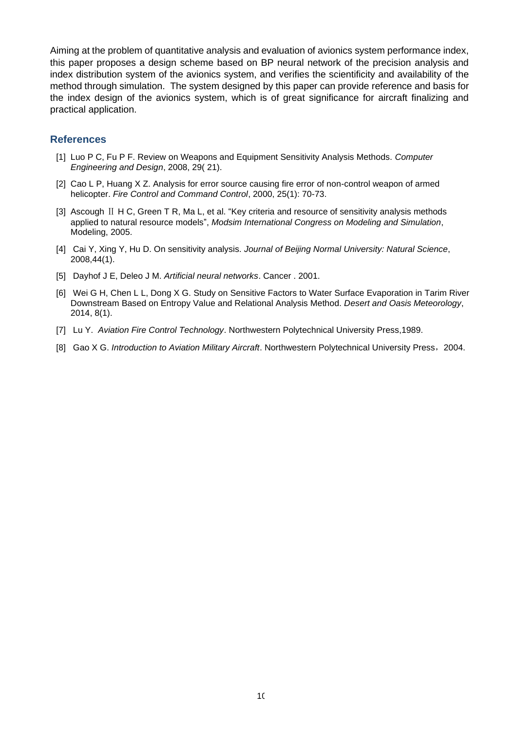Aiming at the problem of quantitative analysis and evaluation of avionics system performance index, this paper proposes a design scheme based on BP neural network of the precision analysis and index distribution system of the avionics system, and verifies the scientificity and availability of the method through simulation. The system designed by this paper can provide reference and basis for the index design of the avionics system, which is of great significance for aircraft finalizing and practical application.

## References

[1] Luo P C, Fu P F. Review on Weapons and Equipment Sensitivity Analysis Methods. *Computer Engineering and Design*, 2008, 29( 21).

[2] Cao L P, Huang X Z. Analysis for error source causing fire error of non-control weapon of armed helicopter. *Fire Control and Command Control*, 2000, 25(1): 70-73.

[3] Ascough Ⅱ H C, Green T R, Ma L, et al. "Key criteria and resource of sensitivity analysis methods applied to natural resource models", *Modsim International Congress on Modeling and Simulation*, Modeling, 2005.

[4] Cai Y, Xing Y, Hu D. On sensitivity analysis. *Journal of Beijing Normal University: Natural Science*, 2008,44(1).

[5] Dayhof J E, Deleo J M. *Artificial neural networks*. Cancer . 2001.

[6] Wei G H, Chen L L, Dong X G. Study on Sensitive Factors to Water Surface Evaporation in Tarim River Downstream Based on Entropy Value and Relational Analysis Method. *Desert and Oasis Meteorology*, 2014, 8(1).

[7] Lu Y. *Aviation Fire Control Technology*. Northwestern Polytechnical University Press,1989.

[8] Gao X G. *Introduction to Aviation Military Aircraft*. Northwestern Polytechnical University Press，2004.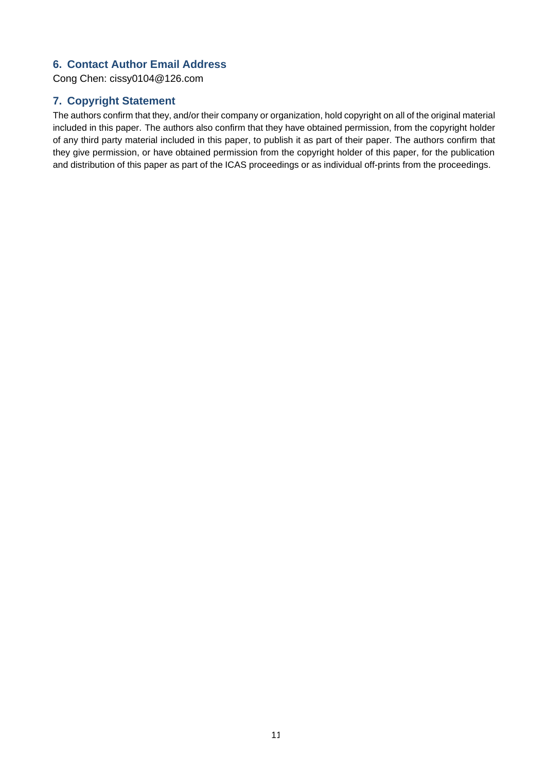## 6. Contact Author Email Address

Cong Chen: cissy0104@126.com

## 7. Copyright Statement

The authors confirm that they, and/or their company or organization, hold copyright on all of the original material included in this paper. The authors also confirm that they have obtained permission, from the copyright holder of any third party material included in this paper, to publish it as part of their paper. The authors confirm that they give permission, or have obtained permission from the copyright holder of this paper, for the publication and distribution of this paper as part of the ICAS proceedings or as individual off-prints from the proceedings.